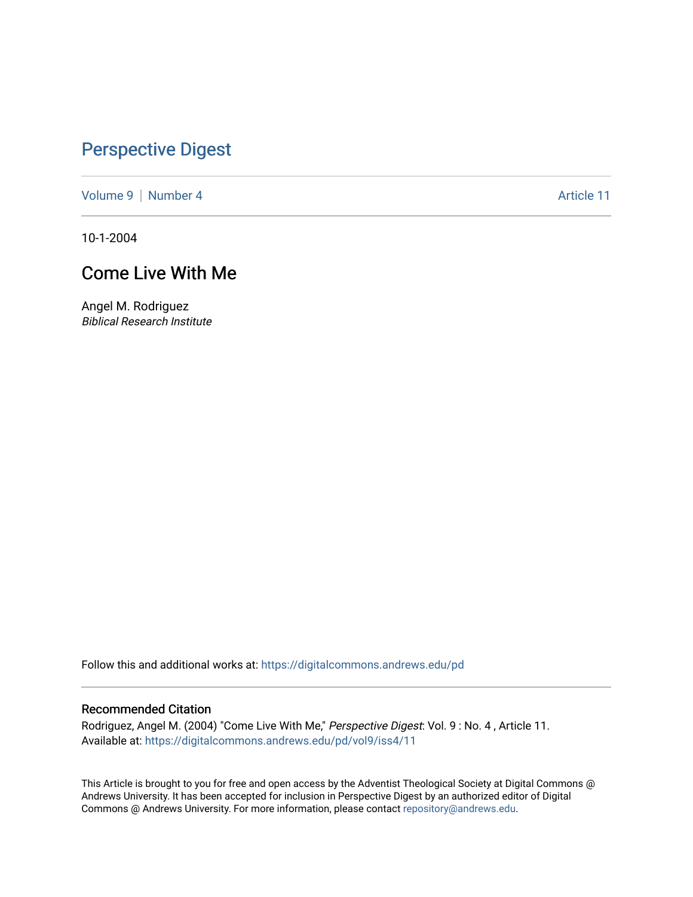# Perspective Digest

Volume 9 | Number 4 Article 11

10-1-2004

## Come Live With Me

Angel M. Rodriguez
*Biblical Research Institute*

Follow this and additional works at: https://digitalcommons.andrews.edu/pd

### Recommended Citation

Rodriguez, Angel M. (2004) "Come Live With Me," *Perspective Digest*: Vol. 9 : No. 4 , Article 11.
Available at: https://digitalcommons.andrews.edu/pd/vol9/iss4/11

This Article is brought to you for free and open access by the Adventist Theological Society at Digital Commons @ Andrews University. It has been accepted for inclusion in Perspective Digest by an authorized editor of Digital Commons @ Andrews University. For more information, please contact repository@andrews.edu.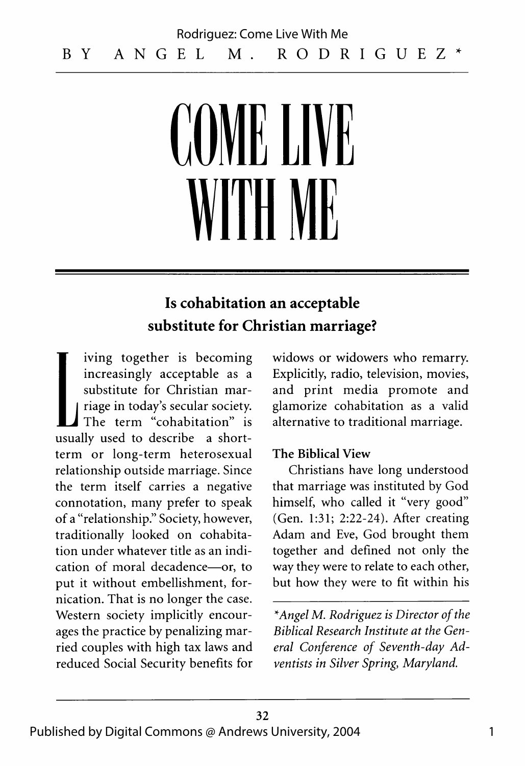BY ANGEL M. RODRIGUEZ*

# COME LIVE WITH ME

## Is cohabitation an acceptable substitute for Christian marriage?

Living together is becoming increasingly acceptable as a substitute for Christian marriage in today's secular society. The term "cohabitation" is usually used to describe a short-term or long-term heterosexual relationship outside marriage. Since the term itself carries a negative connotation, many prefer to speak of a "relationship." Society, however, traditionally looked on cohabitation under whatever title as an indication of moral decadence—or, to put it without embellishment, fornication. That is no longer the case. Western society implicitly encourages the practice by penalizing married couples with high tax laws and reduced Social Security benefits for widows or widowers who remarry. Explicitly, radio, television, movies, and print media promote and glamorize cohabitation as a valid alternative to traditional marriage.

### The Biblical View

Christians have long understood that marriage was instituted by God himself, who called it "very good" (Gen. 1:31; 2:22-24). After creating Adam and Eve, God brought them together and defined not only the way they were to relate to each other, but how they were to fit within his

---

*\*Angel M. Rodriguez is Director of the Biblical Research Institute at the General Conference of Seventh-day Adventists in Silver Spring, Maryland.*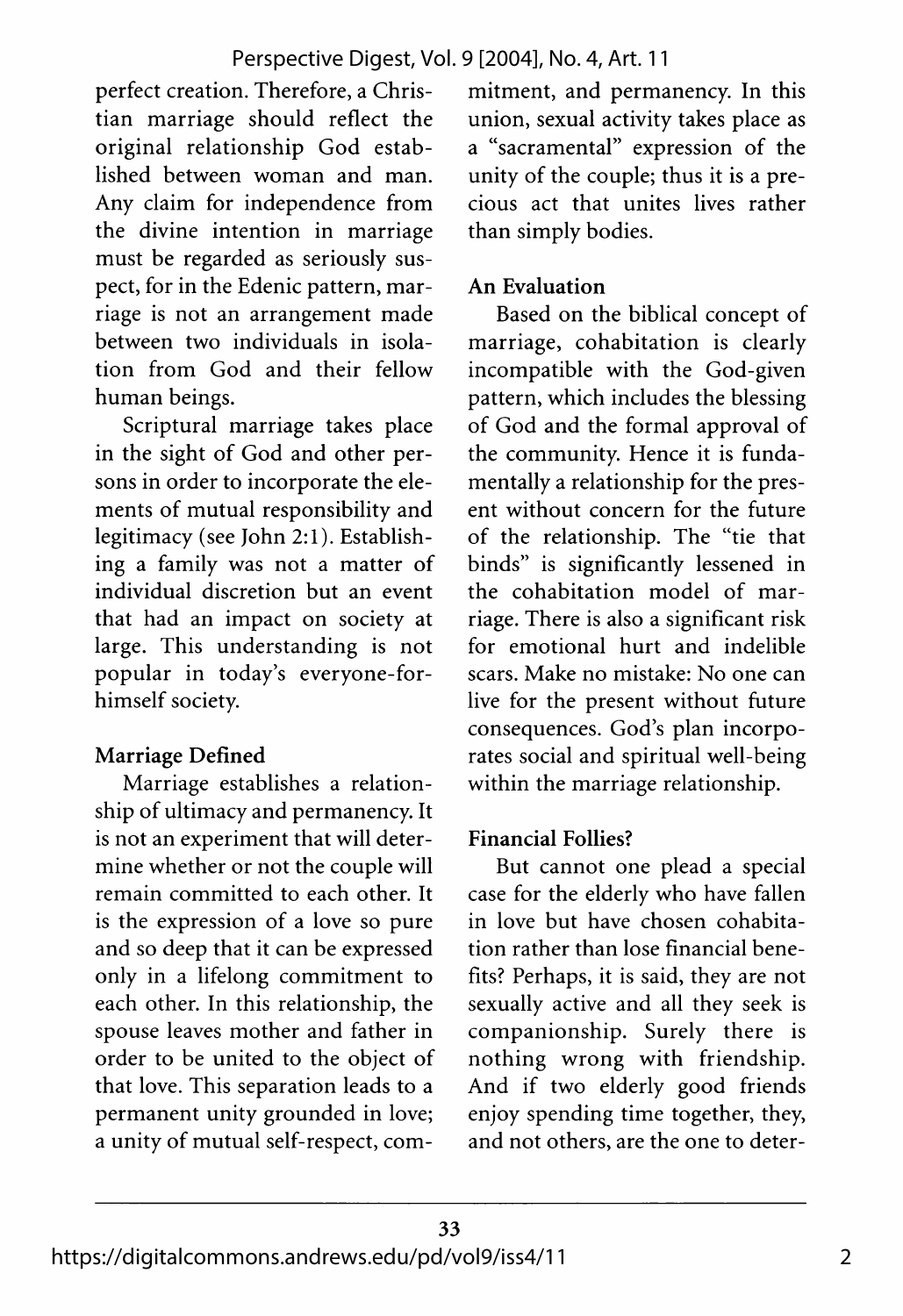perfect creation. Therefore, a Christian marriage should reflect the original relationship God established between woman and man. Any claim for independence from the divine intention in marriage must be regarded as seriously suspect, for in the Edenic pattern, marriage is not an arrangement made between two individuals in isolation from God and their fellow human beings.

Scriptural marriage takes place in the sight of God and other persons in order to incorporate the elements of mutual responsibility and legitimacy (see John 2:1). Establishing a family was not a matter of individual discretion but an event that had an impact on society at large. This understanding is not popular in today's everyone-for-himself society.

### Marriage Defined

Marriage establishes a relationship of ultimacy and permanency. It is not an experiment that will determine whether or not the couple will remain committed to each other. It is the expression of a love so pure and so deep that it can be expressed only in a lifelong commitment to each other. In this relationship, the spouse leaves mother and father in order to be united to the object of that love. This separation leads to a permanent unity grounded in love; a unity of mutual self-respect, commitment, and permanency. In this union, sexual activity takes place as a "sacramental" expression of the unity of the couple; thus it is a precious act that unites lives rather than simply bodies.

### An Evaluation

Based on the biblical concept of marriage, cohabitation is clearly incompatible with the God-given pattern, which includes the blessing of God and the formal approval of the community. Hence it is fundamentally a relationship for the present without concern for the future of the relationship. The "tie that binds" is significantly lessened in the cohabitation model of marriage. There is also a significant risk for emotional hurt and indelible scars. Make no mistake: No one can live for the present without future consequences. God's plan incorporates social and spiritual well-being within the marriage relationship.

### Financial Follies?

But cannot one plead a special case for the elderly who have fallen in love but have chosen cohabitation rather than lose financial benefits? Perhaps, it is said, they are not sexually active and all they seek is companionship. Surely there is nothing wrong with friendship. And if two elderly good friends enjoy spending time together, they, and not others, are the one to deter-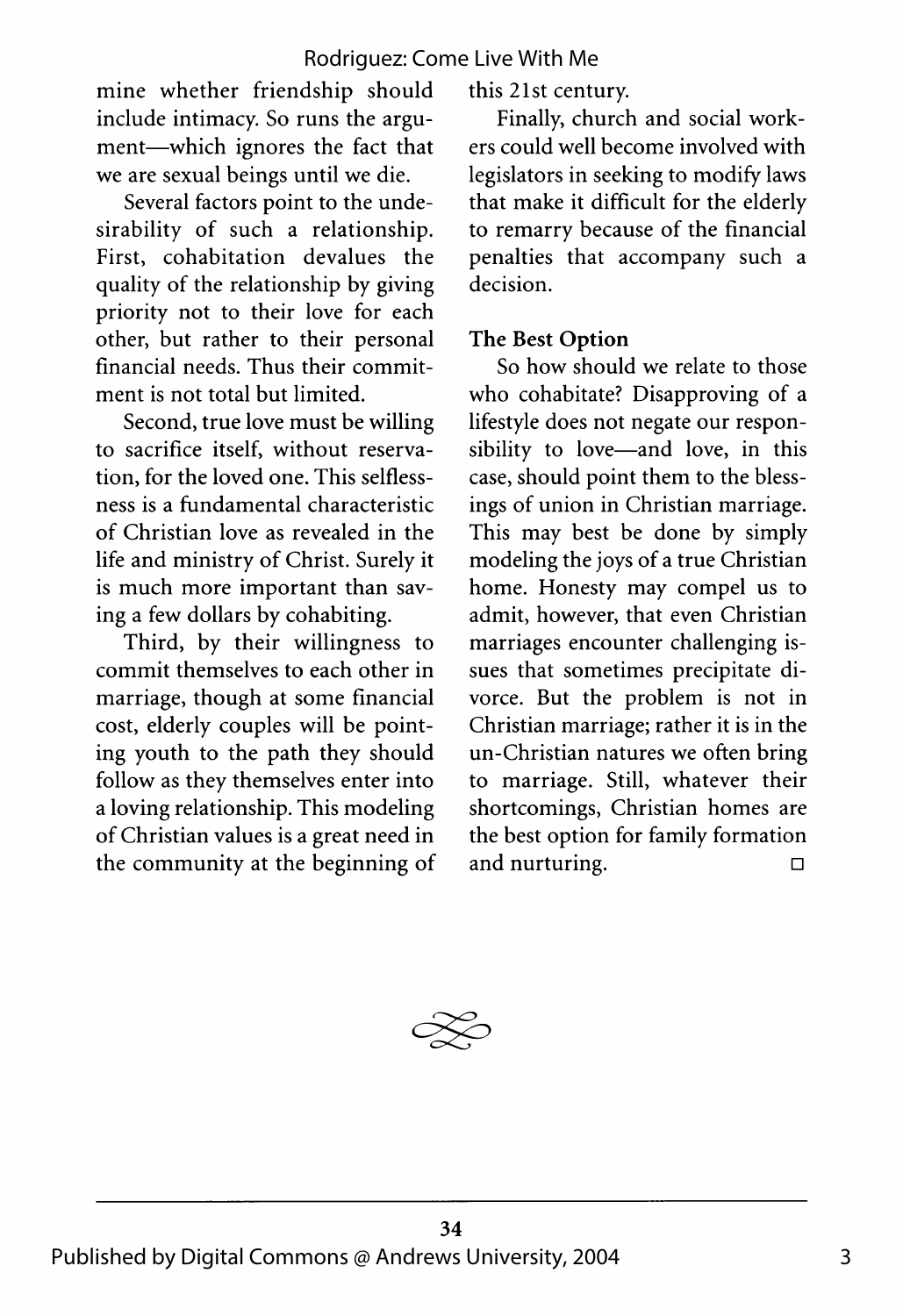mine whether friendship should include intimacy. So runs the argument—which ignores the fact that we are sexual beings until we die.

Several factors point to the undesirability of such a relationship. First, cohabitation devalues the quality of the relationship by giving priority not to their love for each other, but rather to their personal financial needs. Thus their commitment is not total but limited.

Second, true love must be willing to sacrifice itself, without reservation, for the loved one. This selflessness is a fundamental characteristic of Christian love as revealed in the life and ministry of Christ. Surely it is much more important than saving a few dollars by cohabiting.

Third, by their willingness to commit themselves to each other in marriage, though at some financial cost, elderly couples will be pointing youth to the path they should follow as they themselves enter into a loving relationship. This modeling of Christian values is a great need in the community at the beginning of this 21st century.

Finally, church and social workers could well become involved with legislators in seeking to modify laws that make it difficult for the elderly to remarry because of the financial penalties that accompany such a decision.

**The Best Option**

So how should we relate to those who cohabitate? Disapproving of a lifestyle does not negate our responsibility to love—and love, in this case, should point them to the blessings of union in Christian marriage. This may best be done by simply modeling the joys of a true Christian home. Honesty may compel us to admit, however, that even Christian marriages encounter challenging issues that sometimes precipitate divorce. But the problem is not in Christian marriage; rather it is in the un-Christian natures we often bring to marriage. Still, whatever their shortcomings, Christian homes are the best option for family formation and nurturing. □